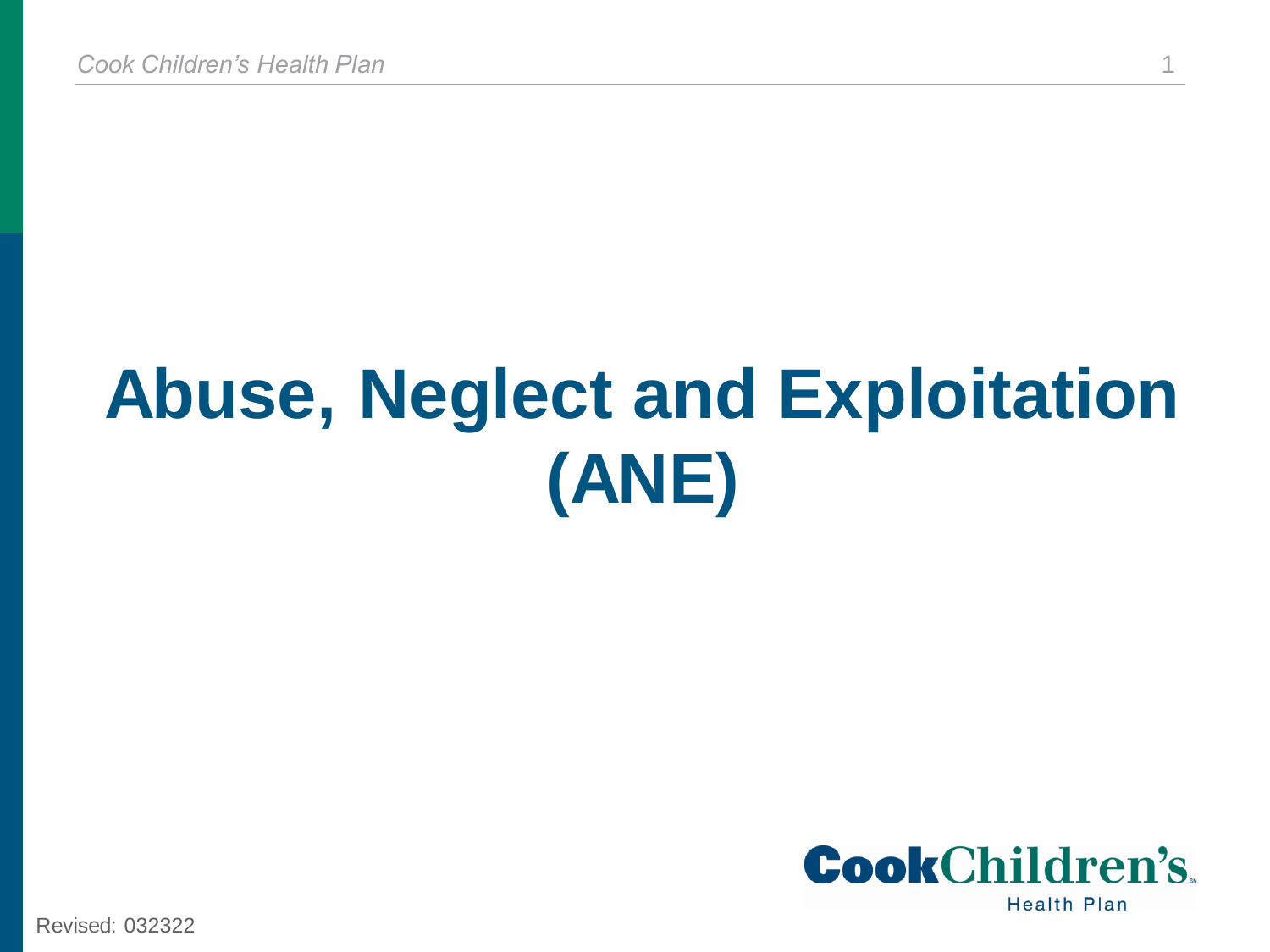# Abuse, Neglect and Exploitation (ANE)

Revised: 032322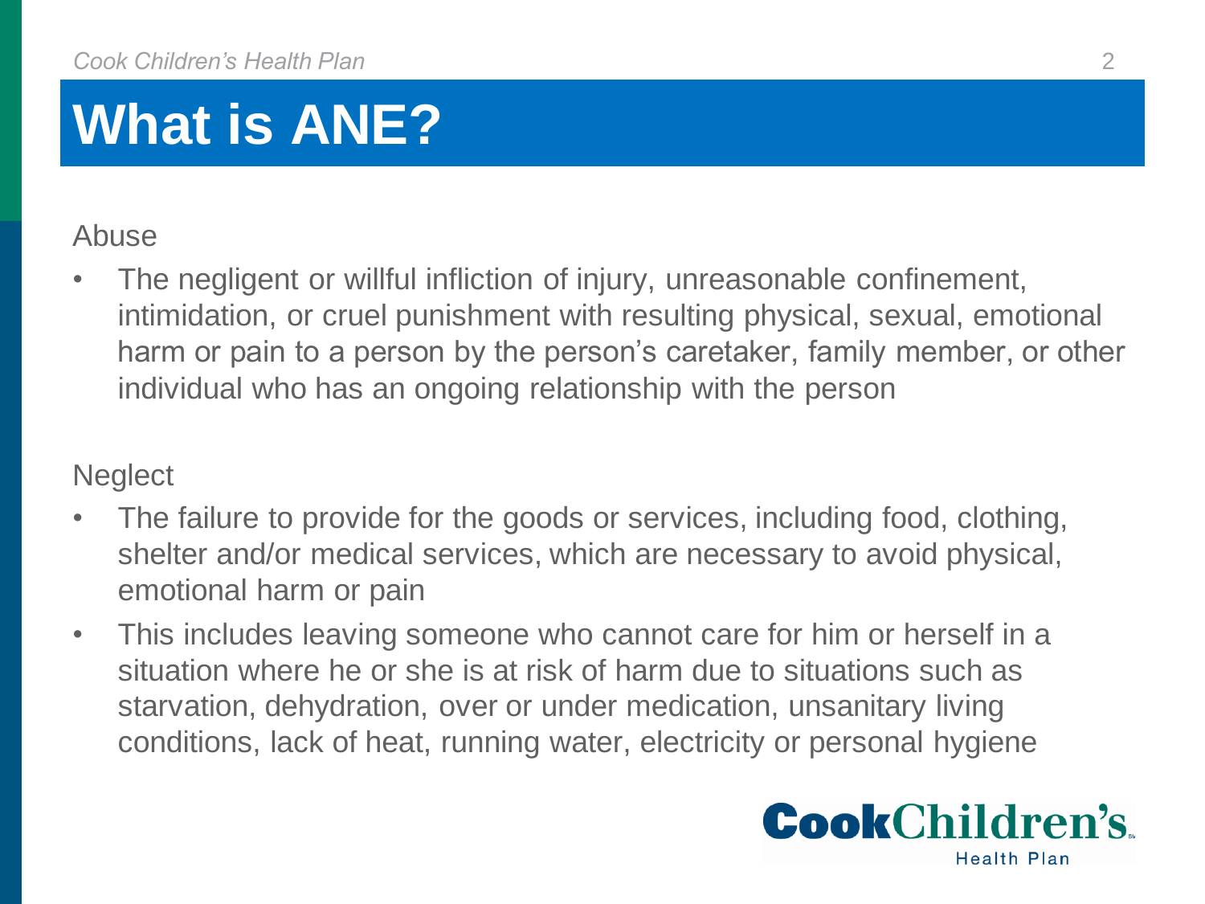# What is ANE?

Abuse

- The negligent or willful infliction of injury, unreasonable confinement, intimidation, or cruel punishment with resulting physical, sexual, emotional harm or pain to a person by the person's caretaker, family member, or other individual who has an ongoing relationship with the person

Neglect

- The failure to provide for the goods or services, including food, clothing, shelter and/or medical services, which are necessary to avoid physical, emotional harm or pain
- This includes leaving someone who cannot care for him or herself in a situation where he or she is at risk of harm due to situations such as starvation, dehydration, over or under medication, unsanitary living conditions, lack of heat, running water, electricity or personal hygiene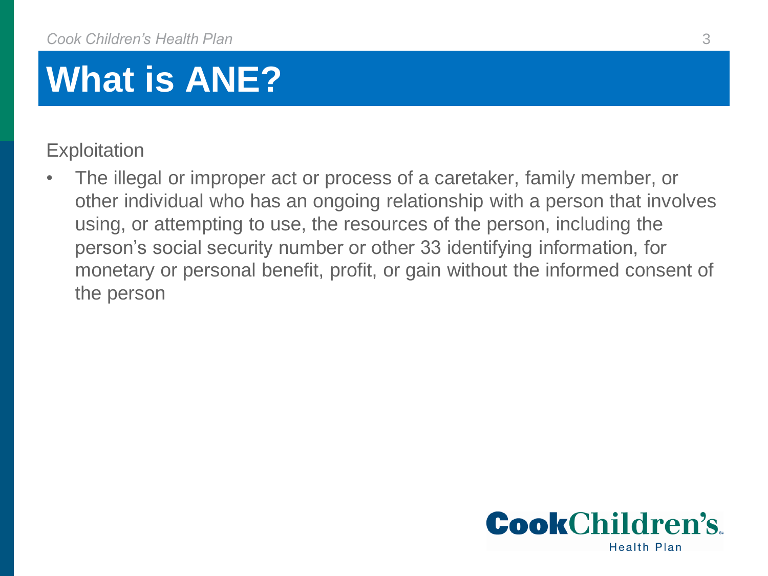# What is ANE?

Exploitation

- The illegal or improper act or process of a caretaker, family member, or other individual who has an ongoing relationship with a person that involves using, or attempting to use, the resources of the person, including the person's social security number or other 33 identifying information, for monetary or personal benefit, profit, or gain without the informed consent of the person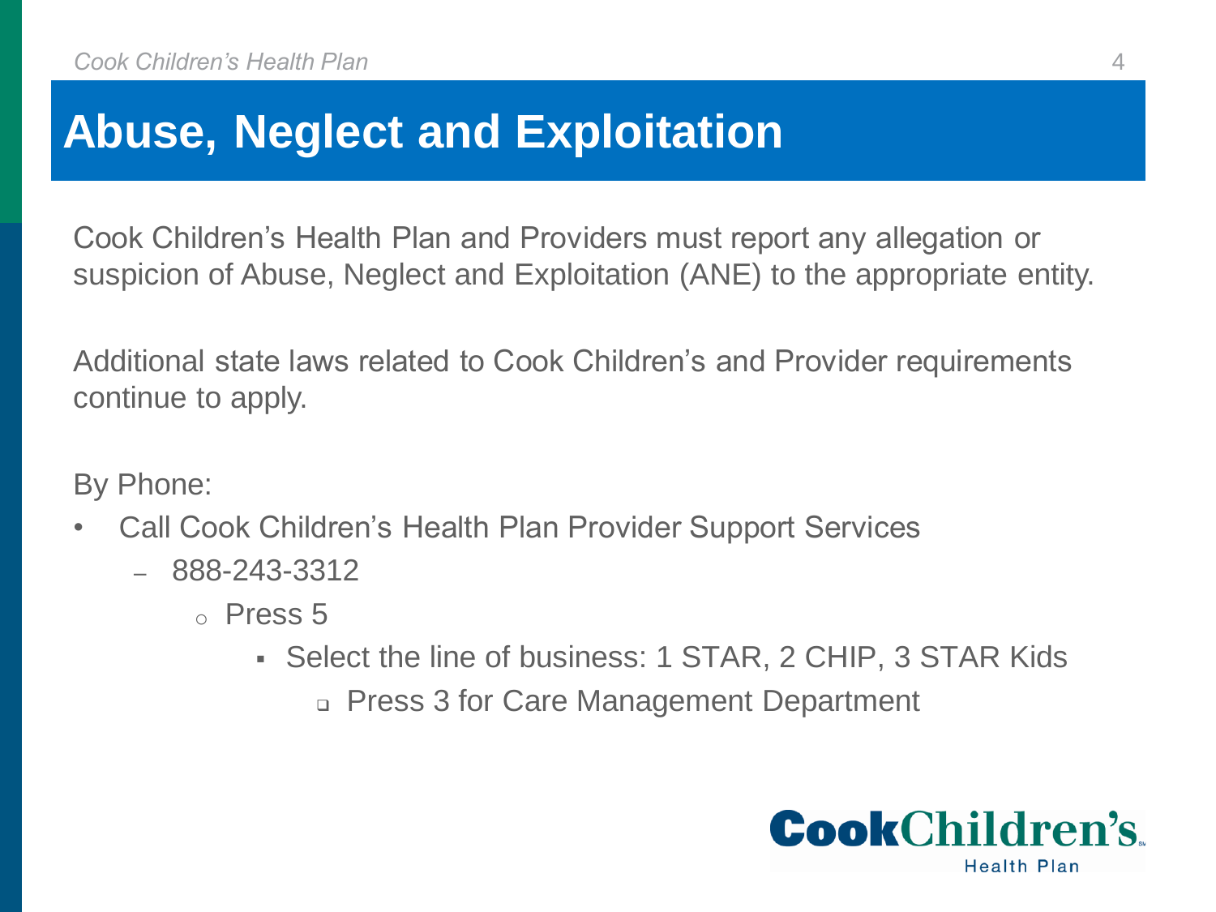# Abuse, Neglect and Exploitation

Cook Children's Health Plan and Providers must report any allegation or suspicion of Abuse, Neglect and Exploitation (ANE) to the appropriate entity.

Additional state laws related to Cook Children's and Provider requirements continue to apply.

By Phone:

- Call Cook Children's Health Plan Provider Support Services
  - 888-243-3312
    - Press 5
      - Select the line of business: 1 STAR, 2 CHIP, 3 STAR Kids
        - Press 3 for Care Management Department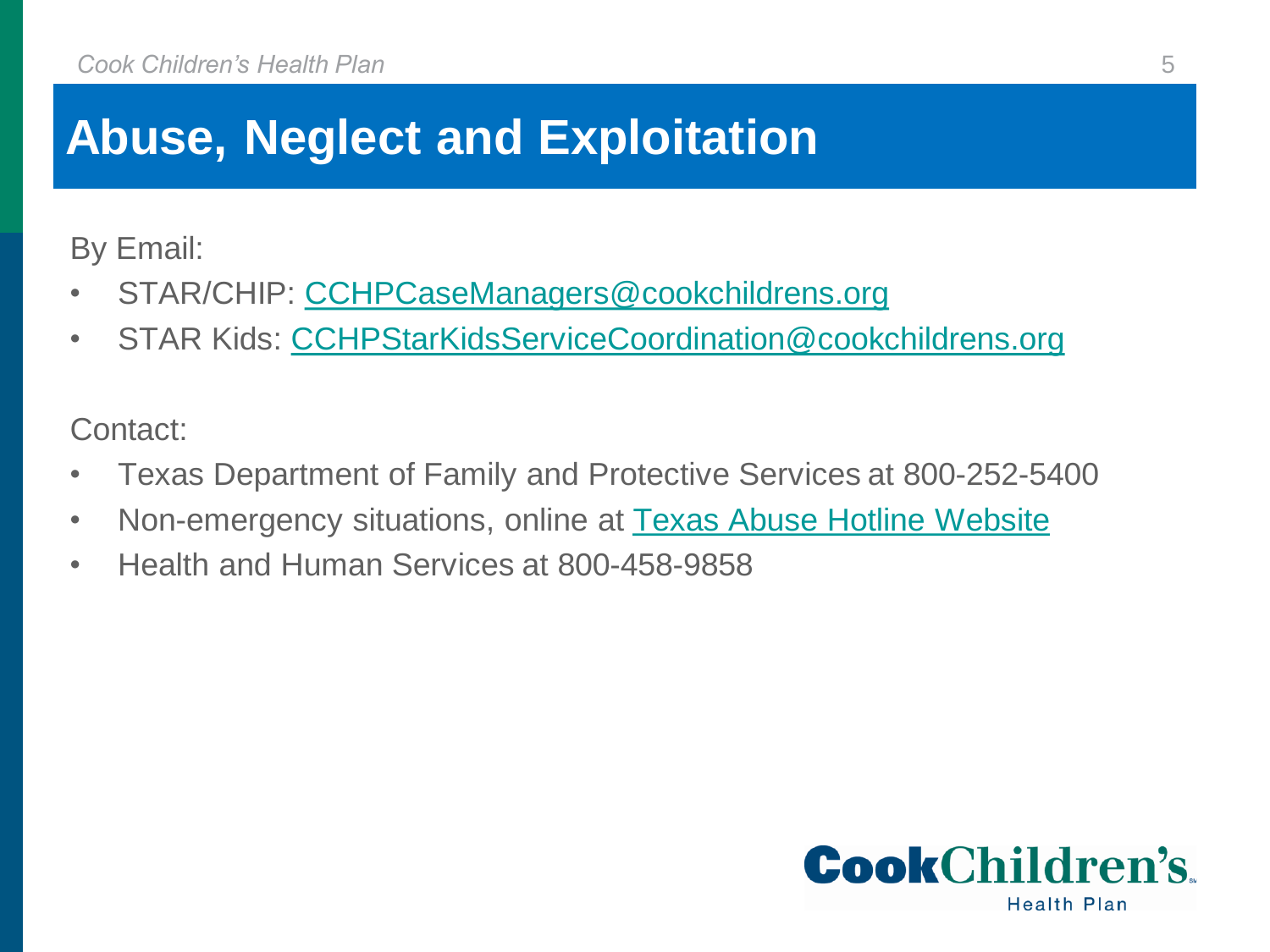# Abuse, Neglect and Exploitation

By Email:

- STAR/CHIP: CCHPCaseManagers@cookchildrens.org
- STAR Kids: CCHPStarKidsServiceCoordination@cookchildrens.org

Contact:

- Texas Department of Family and Protective Services at 800-252-5400
- Non-emergency situations, online at Texas Abuse Hotline Website
- Health and Human Services at 800-458-9858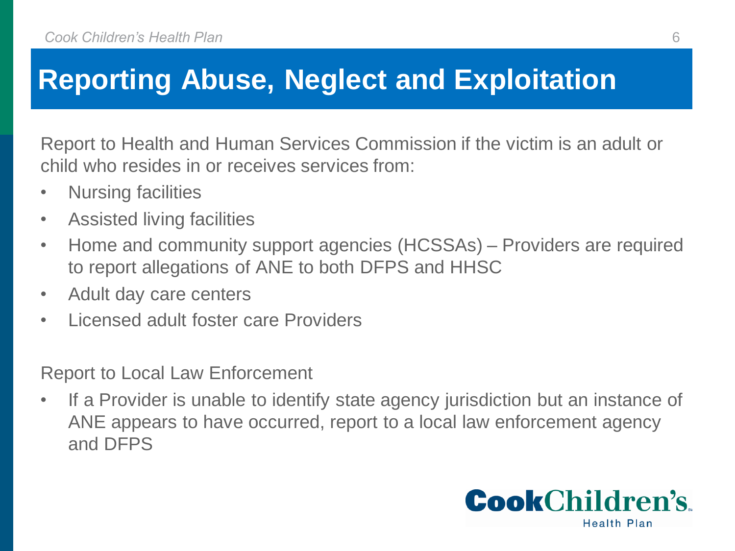# Reporting Abuse, Neglect and Exploitation

Report to Health and Human Services Commission if the victim is an adult or child who resides in or receives services from:

- Nursing facilities
- Assisted living facilities
- Home and community support agencies (HCSSAs) – Providers are required to report allegations of ANE to both DFPS and HHSC
- Adult day care centers
- Licensed adult foster care Providers

Report to Local Law Enforcement

- If a Provider is unable to identify state agency jurisdiction but an instance of ANE appears to have occurred, report to a local law enforcement agency and DFPS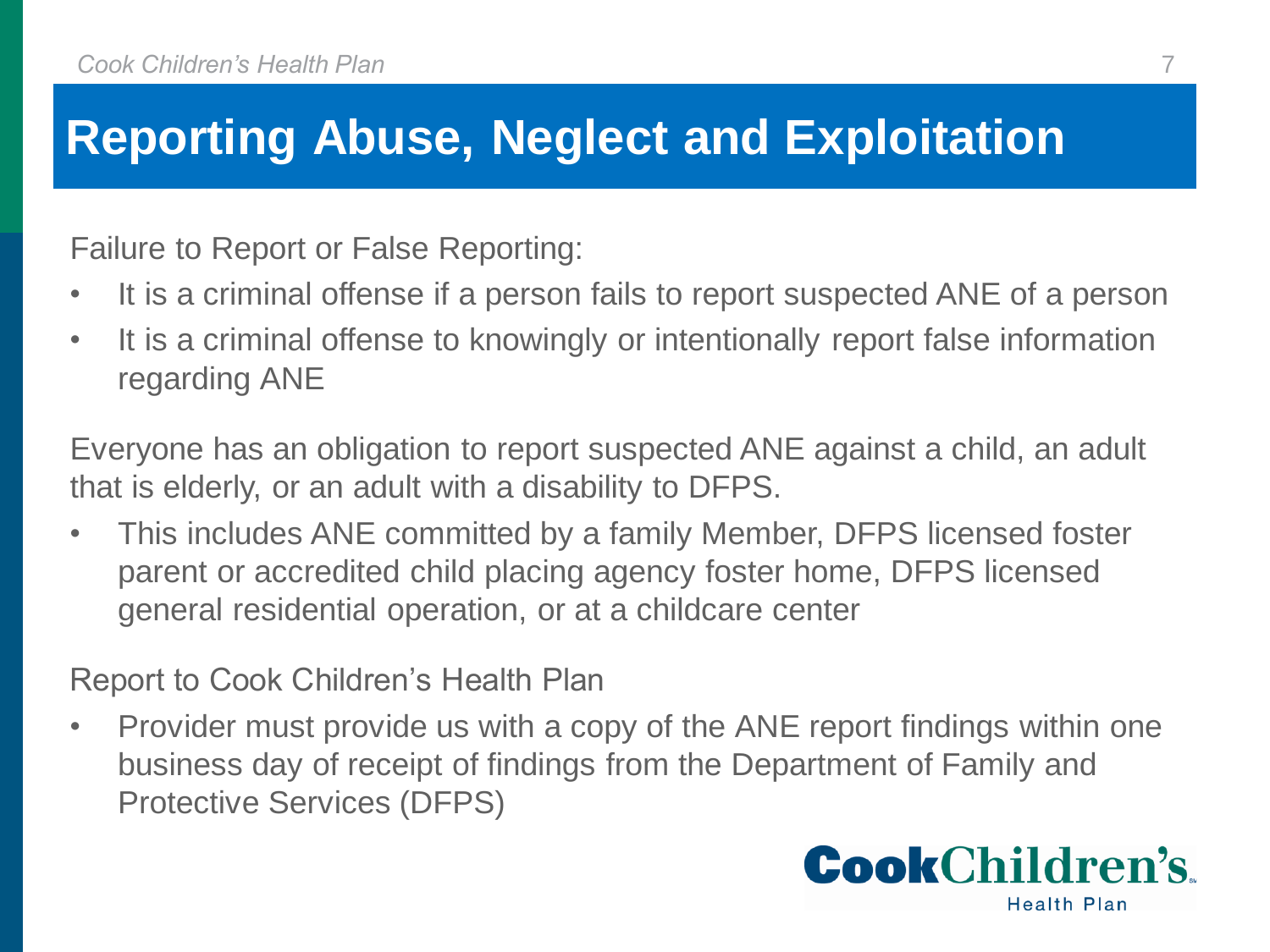# Reporting Abuse, Neglect and Exploitation

Failure to Report or False Reporting:

- It is a criminal offense if a person fails to report suspected ANE of a person
- It is a criminal offense to knowingly or intentionally report false information regarding ANE

Everyone has an obligation to report suspected ANE against a child, an adult that is elderly, or an adult with a disability to DFPS.

- This includes ANE committed by a family Member, DFPS licensed foster parent or accredited child placing agency foster home, DFPS licensed general residential operation, or at a childcare center

Report to Cook Children's Health Plan

- Provider must provide us with a copy of the ANE report findings within one business day of receipt of findings from the Department of Family and Protective Services (DFPS)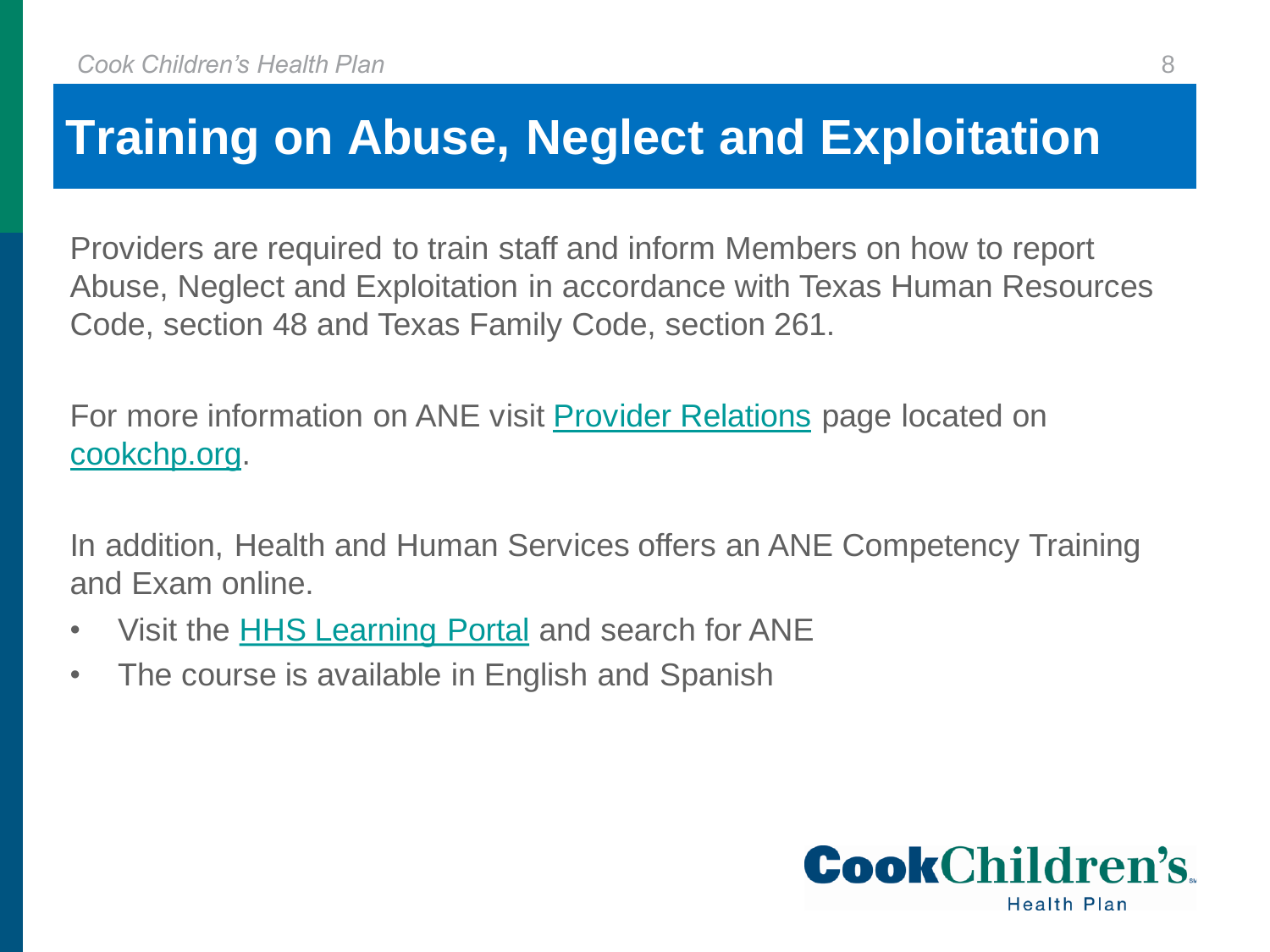# Training on Abuse, Neglect and Exploitation

Providers are required to train staff and inform Members on how to report Abuse, Neglect and Exploitation in accordance with Texas Human Resources Code, section 48 and Texas Family Code, section 261.

For more information on ANE visit Provider Relations page located on cookchp.org.

In addition, Health and Human Services offers an ANE Competency Training and Exam online.

- Visit the HHS Learning Portal and search for ANE
- The course is available in English and Spanish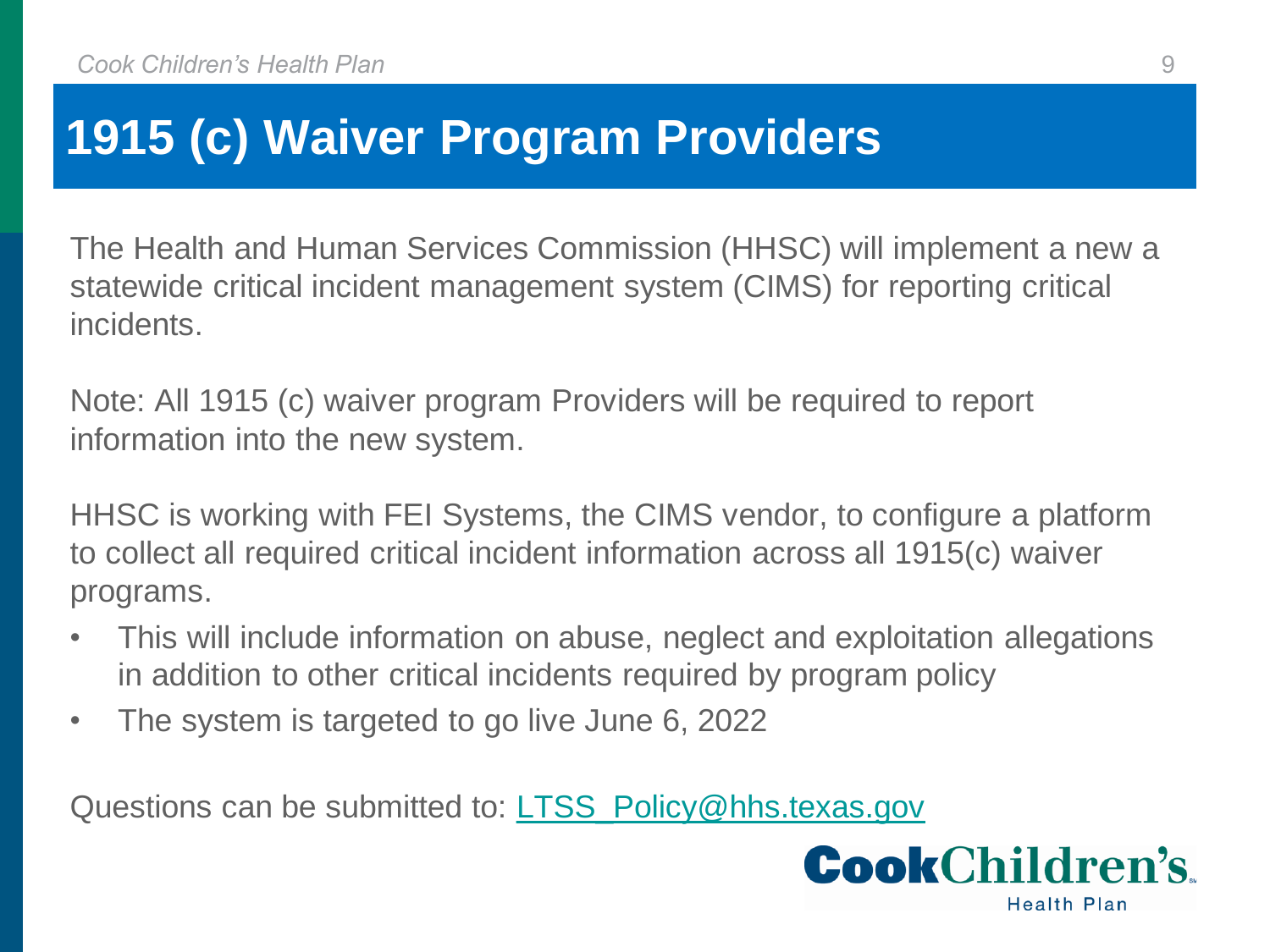# 1915 (c) Waiver Program Providers

The Health and Human Services Commission (HHSC) will implement a new a statewide critical incident management system (CIMS) for reporting critical incidents.

Note: All 1915 (c) waiver program Providers will be required to report information into the new system.

HHSC is working with FEI Systems, the CIMS vendor, to configure a platform to collect all required critical incident information across all 1915(c) waiver programs.

- This will include information on abuse, neglect and exploitation allegations in addition to other critical incidents required by program policy
- The system is targeted to go live June 6, 2022

Questions can be submitted to: LTSS_Policy@hhs.texas.gov

CookChildren's Health Plan